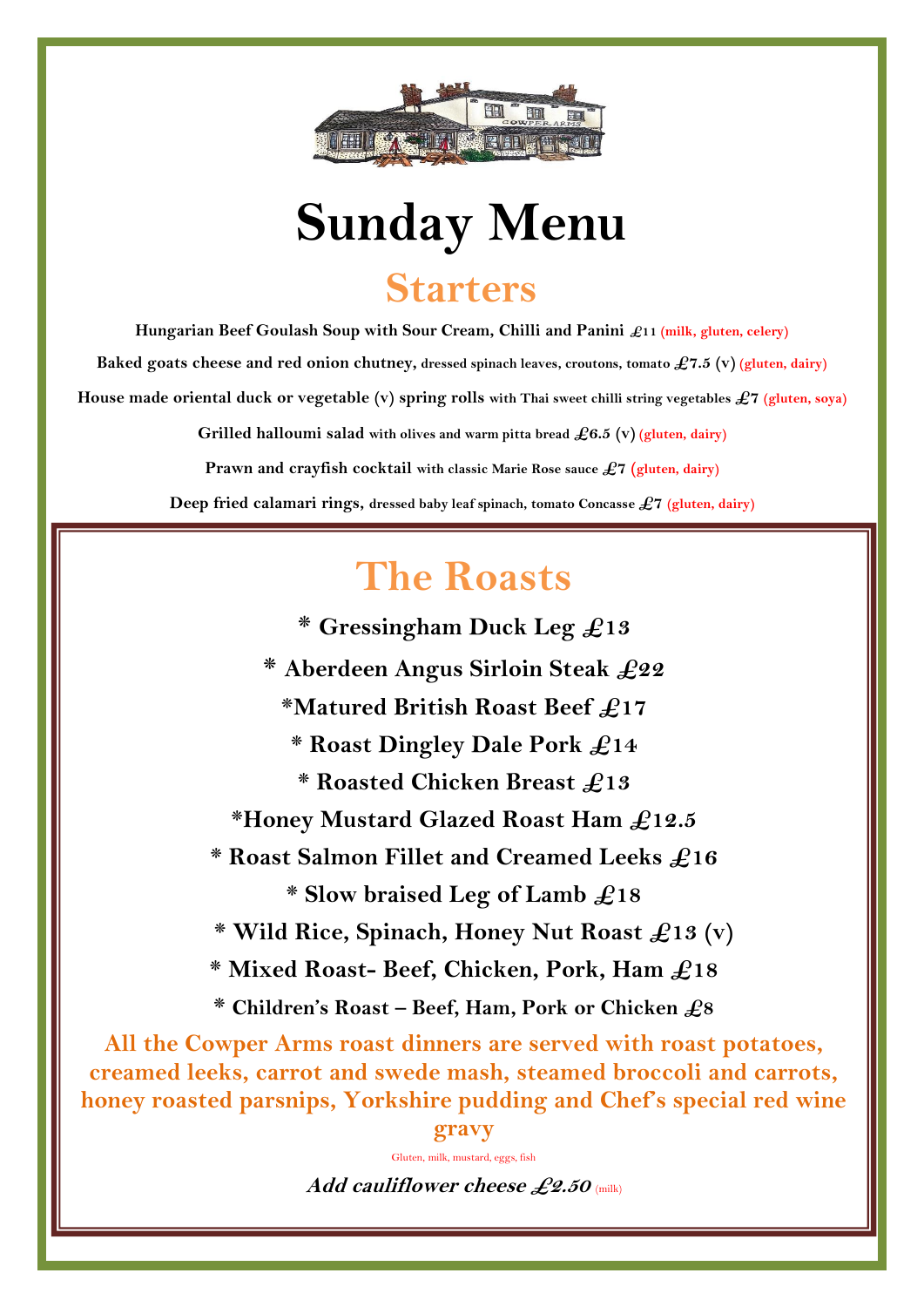# Sunday Menu

## Starters

**Hungarian Beef Goulash Soup with Sour Cream, Chilli and Panini** £11 (milk, gluten, celery)

**Baked goats cheese and red onion chutney,** dressed spinach leaves, croutons, tomato £7.5 (v) (gluten, dairy)

**House made oriental duck or vegetable (v) spring rolls** with Thai sweet chilli string vegetables £7 (gluten, soya)

**Grilled halloumi salad** with olives and warm pitta bread £6.5 (v) (gluten, dairy)

**Prawn and crayfish cocktail** with classic Marie Rose sauce £7 (gluten, dairy)

**Deep fried calamari rings,** dressed baby leaf spinach, tomato Concasse £7 (gluten, dairy)

## The Roasts

**\* Gressingham Duck Leg £13**

**\* Aberdeen Angus Sirloin Steak £22**

**\*Matured British Roast Beef £17**

**\* Roast Dingley Dale Pork £14**

**\* Roasted Chicken Breast £13**

**\*Honey Mustard Glazed Roast Ham £12.5**

**\* Roast Salmon Fillet and Creamed Leeks £16**

**\* Slow braised Leg of Lamb £18**

**\* Wild Rice, Spinach, Honey Nut Roast £13 (v)**

**\* Mixed Roast- Beef, Chicken, Pork, Ham £18**

**\* Children's Roast – Beef, Ham, Pork or Chicken £8**

**All the Cowper Arms roast dinners are served with roast potatoes, creamed leeks, carrot and swede mash, steamed broccoli and carrots, honey roasted parsnips, Yorkshire pudding and Chef's special red wine gravy**

Gluten, milk, mustard, eggs, fish

***Add cauliflower cheese £2.50*** (milk)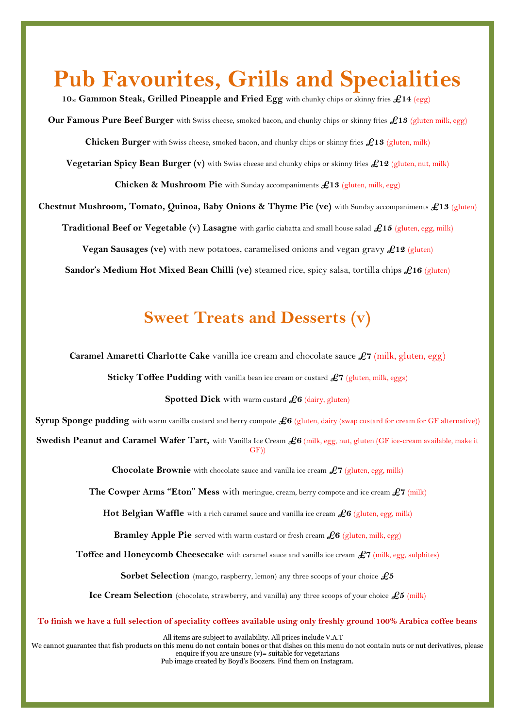# Pub Favourites, Grills and Specialities

**10oz Gammon Steak, Grilled Pineapple and Fried Egg** with chunky chips or skinny fries **£14** (egg)

**Our Famous Pure Beef Burger** with Swiss cheese, smoked bacon, and chunky chips or skinny fries **£13** (gluten milk, egg)

**Chicken Burger** with Swiss cheese, smoked bacon, and chunky chips or skinny fries **£13** (gluten, milk)

**Vegetarian Spicy Bean Burger (v)** with Swiss cheese and chunky chips or skinny fries **£12** (gluten, nut, milk)

**Chicken & Mushroom Pie** with Sunday accompaniments **£13** (gluten, milk, egg)

**Chestnut Mushroom, Tomato, Quinoa, Baby Onions & Thyme Pie (ve)** with Sunday accompaniments **£13** (gluten)

**Traditional Beef or Vegetable (v) Lasagne** with garlic ciabatta and small house salad **£15** (gluten, egg, milk)

**Vegan Sausages (ve)** with new potatoes, caramelised onions and vegan gravy **£12** (gluten)

**Sandor's Medium Hot Mixed Bean Chilli (ve)** steamed rice, spicy salsa, tortilla chips **£16** (gluten)

## Sweet Treats and Desserts (v)

**Caramel Amaretti Charlotte Cake** vanilla ice cream and chocolate sauce **£7** (milk, gluten, egg)

**Sticky Toffee Pudding** with vanilla bean ice cream or custard **£7** (gluten, milk, eggs)

**Spotted Dick** with warm custard **£6** (dairy, gluten)

**Syrup Sponge pudding** with warm vanilla custard and berry compote **£6** (gluten, dairy (swap custard for cream for GF alternative))

**Swedish Peanut and Caramel Wafer Tart,** with Vanilla Ice Cream **£6** (milk, egg, nut, gluten (GF ice-cream available, make it GF))

**Chocolate Brownie** with chocolate sauce and vanilla ice cream **£7** (gluten, egg, milk)

**The Cowper Arms "Eton" Mess** with meringue, cream, berry compote and ice cream **£7** (milk)

**Hot Belgian Waffle** with a rich caramel sauce and vanilla ice cream **£6** (gluten, egg, milk)

**Bramley Apple Pie** served with warm custard or fresh cream **£6** (gluten, milk, egg)

**Toffee and Honeycomb Cheesecake** with caramel sauce and vanilla ice cream **£7** (milk, egg, sulphites)

**Sorbet Selection** (mango, raspberry, lemon) any three scoops of your choice **£5**

**Ice Cream Selection** (chocolate, strawberry, and vanilla) any three scoops of your choice **£5** (milk)

**To finish we have a full selection of speciality coffees available using only freshly ground 100% Arabica coffee beans**

All items are subject to availability. All prices include V.A.T
We cannot guarantee that fish products on this menu do not contain bones or that dishes on this menu do not contain nuts or nut derivatives, please enquire if you are unsure (v)= suitable for vegetarians
Pub image created by Boyd's Boozers. Find them on Instagram.